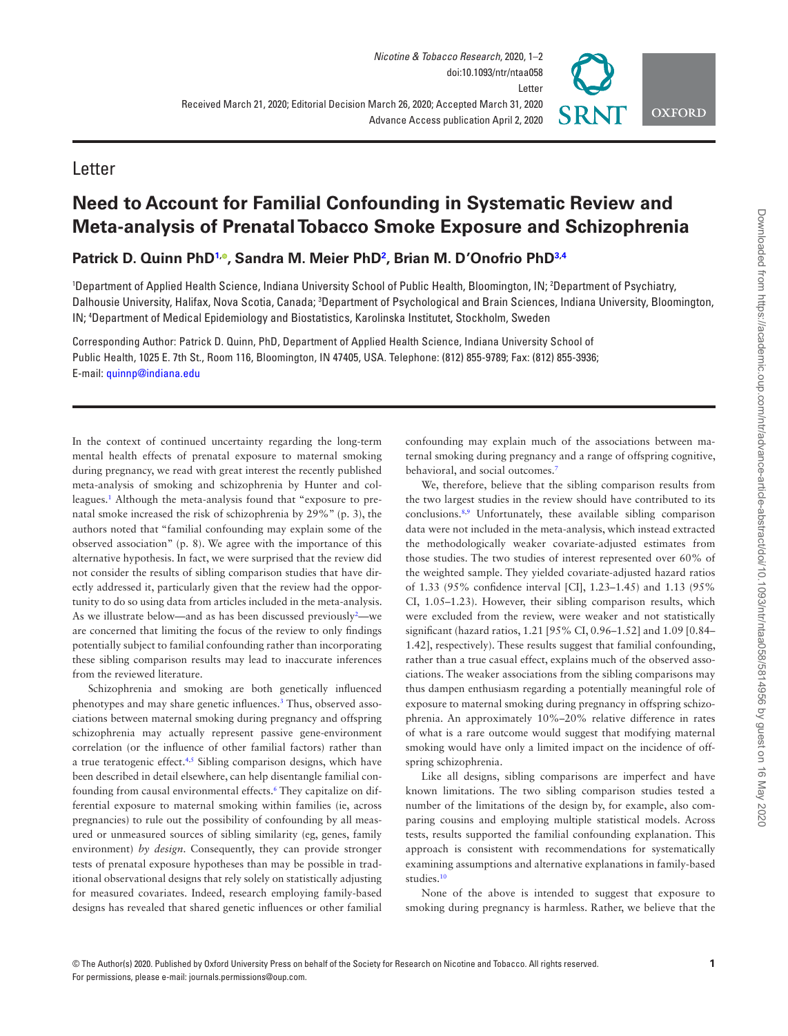Letter

# Need to Account for Familial Confounding in Systematic Review and Meta-analysis of Prenatal Tobacco Smoke Exposure and Schizophrenia

**Patrick D. Quinn PhD[1], Sandra M. Meier PhD[2], Brian M. D'Onofrio PhD[3,4]**

[1]Department of Applied Health Science, Indiana University School of Public Health, Bloomington, IN; [2]Department of Psychiatry, Dalhousie University, Halifax, Nova Scotia, Canada; [3]Department of Psychological and Brain Sciences, Indiana University, Bloomington, IN; [4]Department of Medical Epidemiology and Biostatistics, Karolinska Institutet, Stockholm, Sweden

Corresponding Author: Patrick D. Quinn, PhD, Department of Applied Health Science, Indiana University School of Public Health, 1025 E. 7th St., Room 116, Bloomington, IN 47405, USA. Telephone: (812) 855-9789; Fax: (812) 855-3936; E-mail: quinnp@indiana.edu

In the context of continued uncertainty regarding the long-term mental health effects of prenatal exposure to maternal smoking during pregnancy, we read with great interest the recently published meta-analysis of smoking and schizophrenia by Hunter and colleagues.[1] Although the meta-analysis found that "exposure to prenatal smoke increased the risk of schizophrenia by 29%" (p. 3), the authors noted that "familial confounding may explain some of the observed association" (p. 8). We agree with the importance of this alternative hypothesis. In fact, we were surprised that the review did not consider the results of sibling comparison studies that have directly addressed it, particularly given that the review had the opportunity to do so using data from articles included in the meta-analysis. As we illustrate below—and as has been discussed previously[2]—we are concerned that limiting the focus of the review to only findings potentially subject to familial confounding rather than incorporating these sibling comparison results may lead to inaccurate inferences from the reviewed literature.

Schizophrenia and smoking are both genetically influenced phenotypes and may share genetic influences.[3] Thus, observed associations between maternal smoking during pregnancy and offspring schizophrenia may actually represent passive gene-environment correlation (or the influence of other familial factors) rather than a true teratogenic effect.[4,5] Sibling comparison designs, which have been described in detail elsewhere, can help disentangle familial confounding from causal environmental effects.[6] They capitalize on differential exposure to maternal smoking within families (ie, across pregnancies) to rule out the possibility of confounding by all measured or unmeasured sources of sibling similarity (eg, genes, family environment) *by design*. Consequently, they can provide stronger tests of prenatal exposure hypotheses than may be possible in traditional observational designs that rely solely on statistically adjusting for measured covariates. Indeed, research employing family-based designs has revealed that shared genetic influences or other familial confounding may explain much of the associations between maternal smoking during pregnancy and a range of offspring cognitive, behavioral, and social outcomes.[7]

We, therefore, believe that the sibling comparison results from the two largest studies in the review should have contributed to its conclusions.[8,9] Unfortunately, these available sibling comparison data were not included in the meta-analysis, which instead extracted the methodologically weaker covariate-adjusted estimates from those studies. The two studies of interest represented over 60% of the weighted sample. They yielded covariate-adjusted hazard ratios of 1.33 (95% confidence interval [CI], 1.23–1.45) and 1.13 (95% CI, 1.05–1.23). However, their sibling comparison results, which were excluded from the review, were weaker and not statistically significant (hazard ratios, 1.21 [95% CI, 0.96–1.52] and 1.09 [0.84–1.42], respectively). These results suggest that familial confounding, rather than a true casual effect, explains much of the observed associations. The weaker associations from the sibling comparisons may thus dampen enthusiasm regarding a potentially meaningful role of exposure to maternal smoking during pregnancy in offspring schizophrenia. An approximately 10%–20% relative difference in rates of what is a rare outcome would suggest that modifying maternal smoking would have only a limited impact on the incidence of offspring schizophrenia.

Like all designs, sibling comparisons are imperfect and have known limitations. The two sibling comparison studies tested a number of the limitations of the design by, for example, also comparing cousins and employing multiple statistical models. Across tests, results supported the familial confounding explanation. This approach is consistent with recommendations for systematically examining assumptions and alternative explanations in family-based studies.[10]

None of the above is intended to suggest that exposure to smoking during pregnancy is harmless. Rather, we believe that the

© The Author(s) 2020. Published by Oxford University Press on behalf of the Society for Research on Nicotine and Tobacco. All rights reserved. For permissions, please e-mail: journals.permissions@oup.com.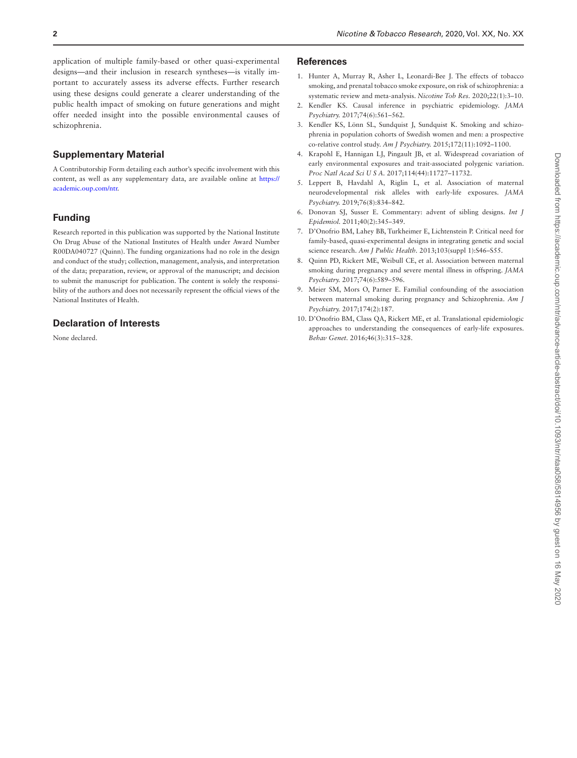application of multiple family-based or other quasi-experimental designs—and their inclusion in research syntheses—is vitally important to accurately assess its adverse effects. Further research using these designs could generate a clearer understanding of the public health impact of smoking on future generations and might offer needed insight into the possible environmental causes of schizophrenia.

## Supplementary Material

A Contributorship Form detailing each author's specific involvement with this content, as well as any supplementary data, are available online at https://academic.oup.com/ntr.

## Funding

Research reported in this publication was supported by the National Institute On Drug Abuse of the National Institutes of Health under Award Number R00DA040727 (Quinn). The funding organizations had no role in the design and conduct of the study; collection, management, analysis, and interpretation of the data; preparation, review, or approval of the manuscript; and decision to submit the manuscript for publication. The content is solely the responsibility of the authors and does not necessarily represent the official views of the National Institutes of Health.

## Declaration of Interests

None declared.

## References

1. Hunter A, Murray R, Asher L, Leonardi-Bee J. The effects of tobacco smoking, and prenatal tobacco smoke exposure, on risk of schizophrenia: a systematic review and meta-analysis. *Nicotine Tob Res.* 2020;22(1):3–10.
2. Kendler KS. Causal inference in psychiatric epidemiology. *JAMA Psychiatry.* 2017;74(6):561–562.
3. Kendler KS, Lönn SL, Sundquist J, Sundquist K. Smoking and schizophrenia in population cohorts of Swedish women and men: a prospective co-relative control study. *Am J Psychiatry.* 2015;172(11):1092–1100.
4. Krapohl E, Hannigan LJ, Pingault JB, et al. Widespread covariation of early environmental exposures and trait-associated polygenic variation. *Proc Natl Acad Sci U S A.* 2017;114(44):11727–11732.
5. Leppert B, Havdahl A, Riglin L, et al. Association of maternal neurodevelopmental risk alleles with early-life exposures. *JAMA Psychiatry.* 2019;76(8):834–842.
6. Donovan SJ, Susser E. Commentary: advent of sibling designs. *Int J Epidemiol.* 2011;40(2):345–349.
7. D'Onofrio BM, Lahey BB, Turkheimer E, Lichtenstein P. Critical need for family-based, quasi-experimental designs in integrating genetic and social science research. *Am J Public Health.* 2013;103(suppl 1):S46–S55.
8. Quinn PD, Rickert ME, Weibull CE, et al. Association between maternal smoking during pregnancy and severe mental illness in offspring. *JAMA Psychiatry.* 2017;74(6):589–596.
9. Meier SM, Mors O, Parner E. Familial confounding of the association between maternal smoking during pregnancy and Schizophrenia. *Am J Psychiatry.* 2017;174(2):187.
10. D'Onofrio BM, Class QA, Rickert ME, et al. Translational epidemiologic approaches to understanding the consequences of early-life exposures. *Behav Genet.* 2016;46(3):315–328.